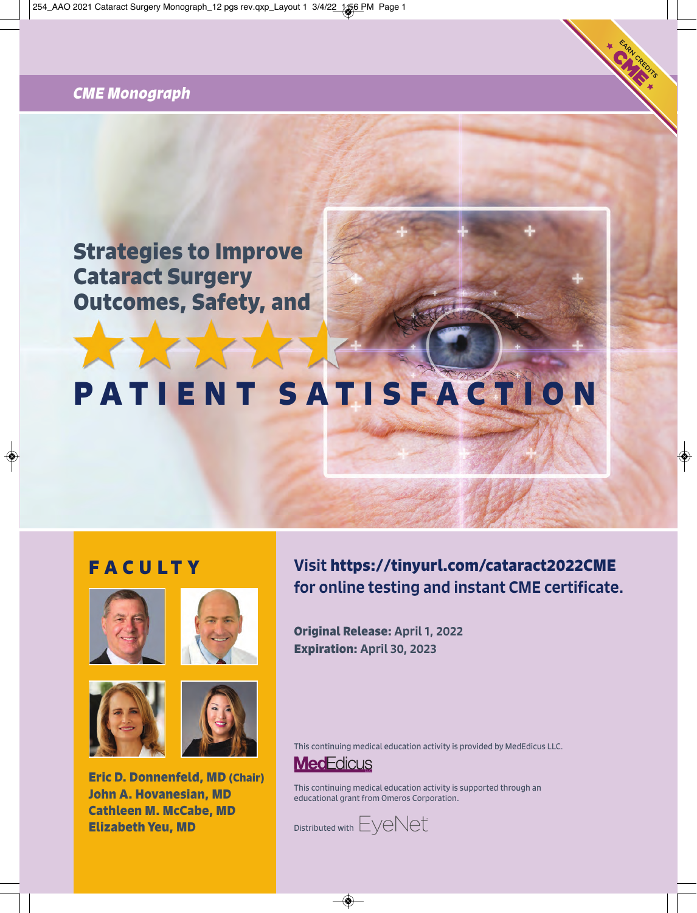*CME Monograph*

EARN CREDITS CME

# Strategies to Improve Cataract Surgery Outcomes, Safety, and PATIENT SATISFACTION

## FACULTY

**Eric D. Donnenfeld, MD (Chair)**
**John A. Hovanesian, MD**
**Cathleen M. McCabe, MD**
**Elizabeth Yeu, MD**

**Visit https://tinyurl.com/cataract2022CME for online testing and instant CME certificate.**

**Original Release:** April 1, 2022
**Expiration:** April 30, 2023

This continuing medical education activity is provided by MedEdicus LLC.

MedEdicus

This continuing medical education activity is supported through an educational grant from Omeros Corporation.

Distributed with EyeNet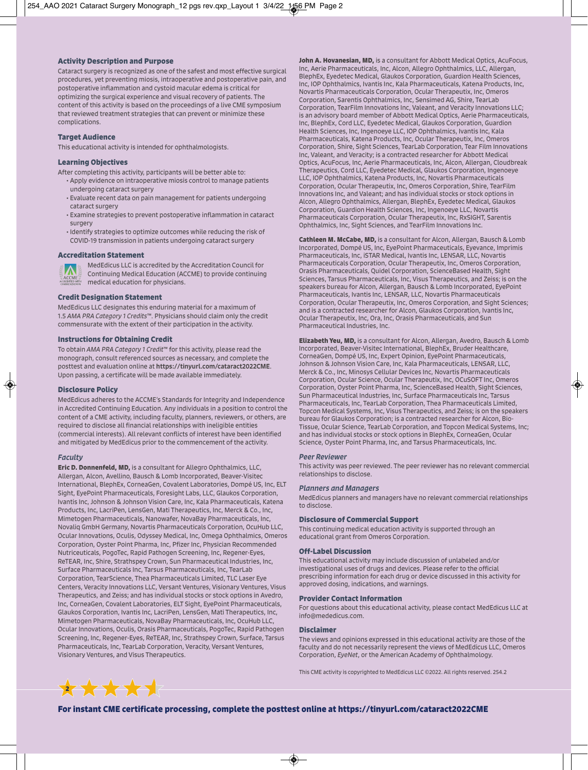### Activity Description and Purpose

Cataract surgery is recognized as one of the safest and most effective surgical procedures, yet preventing miosis, intraoperative and postoperative pain, and postoperative inflammation and cystoid macular edema is critical for optimizing the surgical experience and visual recovery of patients. The content of this activity is based on the proceedings of a live CME symposium that reviewed treatment strategies that can prevent or minimize these complications.

### Target Audience

This educational activity is intended for ophthalmologists.

### Learning Objectives

After completing this activity, participants will be better able to:

- Apply evidence on intraoperative miosis control to manage patients undergoing cataract surgery
- Evaluate recent data on pain management for patients undergoing cataract surgery
- Examine strategies to prevent postoperative inflammation in cataract surgery
- Identify strategies to optimize outcomes while reducing the risk of COVID-19 transmission in patients undergoing cataract surgery

### Accreditation Statement

MedEdicus LLC is accredited by the Accreditation Council for Continuing Medical Education (ACCME) to provide continuing medical education for physicians.

### Credit Designation Statement

MedEdicus LLC designates this enduring material for a maximum of 1.5 *AMA PRA Category 1 Credits™*. Physicians should claim only the credit commensurate with the extent of their participation in the activity.

### Instructions for Obtaining Credit

To obtain *AMA PRA Category 1 Credit™* for this activity, please read the monograph, consult referenced sources as necessary, and complete the posttest and evaluation online at **https://tinyurl.com/cataract2022CME**. Upon passing, a certificate will be made available immediately.

### Disclosure Policy

MedEdicus adheres to the ACCME's Standards for Integrity and Independence in Accredited Continuing Education. Any individuals in a position to control the content of a CME activity, including faculty, planners, reviewers, or others, are required to disclose all financial relationships with ineligible entities (commercial interests). All relevant conflicts of interest have been identified and mitigated by MedEdicus prior to the commencement of the activity.

#### *Faculty*

**Eric D. Donnenfeld, MD,** is a consultant for Allegro Ophthalmics, LLC, Allergan, Alcon, Avellino, Bausch & Lomb Incorporated, Beaver-Visitec International, BlephEx, CorneaGen, Covalent Laboratories, Dompé US, Inc, ELT Sight, EyePoint Pharmaceuticals, Foresight Labs, LLC, Glaukos Corporation, Ivantis Inc, Johnson & Johnson Vision Care, Inc, Kala Pharmaceuticals, Katena Products, Inc, LacriPen, LensGen, Mati Therapeutics, Inc, Merck & Co., Inc, Mimetogen Pharmaceuticals, Nanowafer, NovaBay Pharmaceuticals, Inc, Novaliq GmbH Germany, Novartis Pharmaceuticals Corporation, OcuHub LLC, Ocular Innovations, Oculis, Odyssey Medical, Inc, Omega Ophthalmics, Omeros Corporation, Oyster Point Pharma, Inc, Pfizer Inc, Physician Recommended Nutriceuticals, PogoTec, Rapid Pathogen Screening, Inc, Regener-Eyes, ReTEAR, Inc, Shire, Strathspey Crown, Sun Pharmaceutical Industries, Inc, Surface Pharmaceuticals Inc, Tarsus Pharmaceuticals, Inc, TearLab Corporation, TearScience, Thea Pharmaceuticals Limited, TLC Laser Eye Centers, Veracity Innovations LLC, Versant Ventures, Visionary Ventures, Visus Therapeutics, and Zeiss; and has individual stocks or stock options in Avedro, Inc, CorneaGen, Covalent Laboratories, ELT Sight, EyePoint Pharmaceuticals, Glaukos Corporation, Ivantis Inc, LacriPen, LensGen, Mati Therapeutics, Inc, Mimetogen Pharmaceuticals, NovaBay Pharmaceuticals, Inc, OcuHub LLC, Ocular Innovations, Oculis, Orasis Pharmaceuticals, PogoTec, Rapid Pathogen Screening, Inc, Regener-Eyes, ReTEAR, Inc, Strathspey Crown, Surface, Tarsus Pharmaceuticals, Inc, TearLab Corporation, Veracity, Versant Ventures, Visionary Ventures, and Visus Therapeutics.

**John A. Hovanesian, MD,** is a consultant for Abbott Medical Optics, AcuFocus, Inc, Aerie Pharmaceuticals, Inc, Alcon, Allegro Ophthalmics, LLC, Allergan, BlephEx, Eyedetec Medical, Glaukos Corporation, Guardion Health Sciences, Inc, IOP Ophthalmics, Ivantis Inc, Kala Pharmaceuticals, Katena Products, Inc, Novartis Pharmaceuticals Corporation, Ocular Therapeutix, Inc, Omeros Corporation, Sarentis Ophthalmics, Inc, Sensimed AG, Shire, TearLab Corporation, TearFilm Innovations Inc, Valeant, and Veracity Innovations LLC; is an advisory board member of Abbott Medical Optics, Aerie Pharmaceuticals, Inc, BlephEx, Cord LLC, Eyedetec Medical, Glaukos Corporation, Guardion Health Sciences, Inc, Ingenoeye LLC, IOP Ophthalmics, Ivantis Inc, Kala Pharmaceuticals, Katena Products, Inc, Ocular Therapeutix, Inc, Omeros Corporation, Shire, Sight Sciences, TearLab Corporation, Tear Film Innovations Inc, Valeant, and Veracity; is a contracted researcher for Abbott Medical Optics, AcuFocus, Inc, Aerie Pharmaceuticals, Inc, Alcon, Allergan, Cloudbreak Therapeutics, Cord LLC, Eyedetec Medical, Glaukos Corporation, Ingenoeye LLC, IOP Ophthalmics, Katena Products, Inc, Novartis Pharmaceuticals Corporation, Ocular Therapeutix, Inc, Omeros Corporation, Shire, TearFilm Innovations Inc, and Valeant; and has individual stocks or stock options in Alcon, Allegro Ophthalmics, Allergan, BlephEx, Eyedetec Medical, Glaukos Corporation, Guardion Health Sciences, Inc, Ingenoeye LLC, Novartis Pharmaceuticals Corporation, Ocular Therapeutix, Inc, RxSIGHT, Sarentis Ophthalmics, Inc, Sight Sciences, and TearFilm Innovations Inc.

**Cathleen M. McCabe, MD,** is a consultant for Alcon, Allergan, Bausch & Lomb Incorporated, Dompé US, Inc, EyePoint Pharmaceuticals, Eyevance, Imprimis Pharmaceuticals, Inc, iSTAR Medical, Ivantis Inc, LENSAR, LLC, Novartis Pharmaceuticals Corporation, Ocular Therapeutix, Inc, Omeros Corporation, Orasis Pharmaceuticals, Quidel Corporation, ScienceBased Health, Sight Sciences, Tarsus Pharmaceuticals, Inc, Visus Therapeutics, and Zeiss; is on the speakers bureau for Alcon, Allergan, Bausch & Lomb Incorporated, EyePoint Pharmaceuticals, Ivantis Inc, LENSAR, LLC, Novartis Pharmaceuticals Corporation, Ocular Therapeutix, Inc, Omeros Corporation, and Sight Sciences; and is a contracted researcher for Alcon, Glaukos Corporation, Ivantis Inc, Ocular Therapeutix, Inc, Ora, Inc, Orasis Pharmaceuticals, and Sun Pharmaceutical Industries, Inc.

**Elizabeth Yeu, MD,** is a consultant for Alcon, Allergan, Avedro, Bausch & Lomb Incorporated, Beaver-Visitec International, BlephEx, Bruder Healthcare, CorneaGen, Dompé US, Inc, Expert Opinion, EyePoint Pharmaceuticals, Johnson & Johnson Vision Care, Inc, Kala Pharmaceuticals, LENSAR, LLC, Merck & Co., Inc, Minosys Cellular Devices Inc, Novartis Pharmaceuticals Corporation, Ocular Science, Ocular Therapeutix, Inc, OCuSOFT Inc, Omeros Corporation, Oyster Point Pharma, Inc, ScienceBased Health, Sight Sciences, Sun Pharmaceutical Industries, Inc, Surface Pharmaceuticals Inc, Tarsus Pharmaceuticals, Inc, TearLab Corporation, Thea Pharmaceuticals Limited, Topcon Medical Systems, Inc, Visus Therapeutics, and Zeiss; is on the speakers bureau for Glaukos Corporation; is a contracted researcher for Alcon, Bio-Tissue, Ocular Science, TearLab Corporation, and Topcon Medical Systems, Inc; and has individual stocks or stock options in BlephEx, CorneaGen, Ocular Science, Oyster Point Pharma, Inc, and Tarsus Pharmaceuticals, Inc.

#### *Peer Reviewer*

This activity was peer reviewed. The peer reviewer has no relevant commercial relationships to disclose.

#### *Planners and Managers*

MedEdicus planners and managers have no relevant commercial relationships to disclose.

### Disclosure of Commercial Support

This continuing medical education activity is supported through an educational grant from Omeros Corporation.

### Off-Label Discussion

This educational activity may include discussion of unlabeled and/or investigational uses of drugs and devices. Please refer to the official prescribing information for each drug or device discussed in this activity for approved dosing, indications, and warnings.

### Provider Contact Information

For questions about this educational activity, please contact MedEdicus LLC at info@mededicus.com.

### Disclaimer

The views and opinions expressed in this educational activity are those of the faculty and do not necessarily represent the views of MedEdicus LLC, Omeros Corporation, *EyeNet*, or the American Academy of Ophthalmology.

This CME activity is copyrighted to MedEdicus LLC ©2022. All rights reserved. 254.2

**For instant CME certificate processing, complete the posttest online at https://tinyurl.com/cataract2022CME**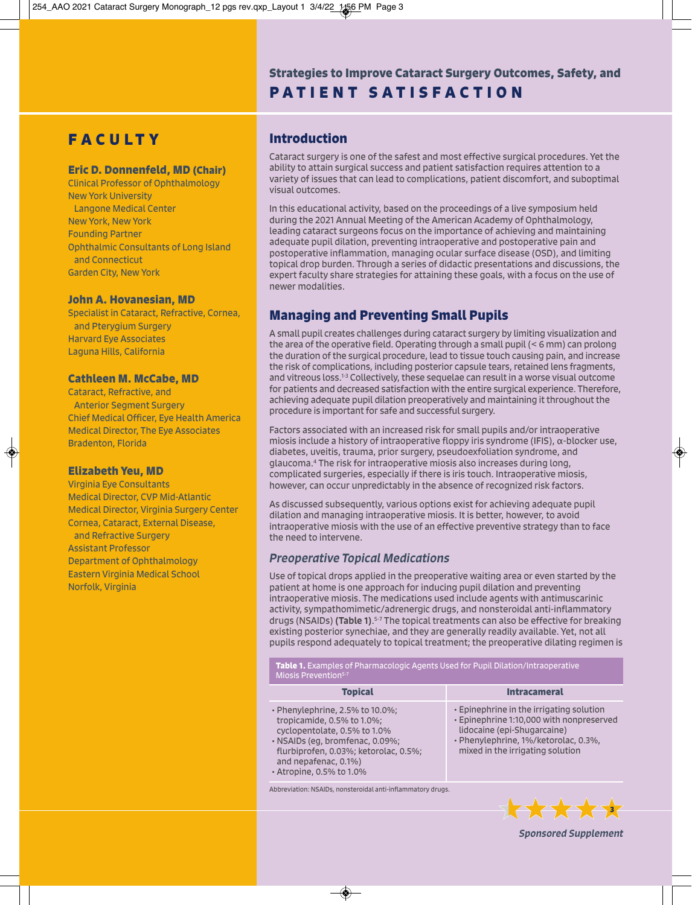## Strategies to Improve Cataract Surgery Outcomes, Safety, and PATIENT SATISFACTION

## FACULTY

**Eric D. Donnenfeld, MD (Chair)**
Clinical Professor of Ophthalmology
New York University
Langone Medical Center
New York, New York
Founding Partner
Ophthalmic Consultants of Long Island and Connecticut
Garden City, New York

**John A. Hovanesian, MD**
Specialist in Cataract, Refractive, Cornea, and Pterygium Surgery
Harvard Eye Associates
Laguna Hills, California

**Cathleen M. McCabe, MD**
Cataract, Refractive, and Anterior Segment Surgery
Chief Medical Officer, Eye Health America
Medical Director, The Eye Associates
Bradenton, Florida

**Elizabeth Yeu, MD**
Virginia Eye Consultants
Medical Director, CVP Mid-Atlantic
Medical Director, Virginia Surgery Center
Cornea, Cataract, External Disease, and Refractive Surgery
Assistant Professor
Department of Ophthalmology
Eastern Virginia Medical School
Norfolk, Virginia

## Introduction

Cataract surgery is one of the safest and most effective surgical procedures. Yet the ability to attain surgical success and patient satisfaction requires attention to a variety of issues that can lead to complications, patient discomfort, and suboptimal visual outcomes.

In this educational activity, based on the proceedings of a live symposium held during the 2021 Annual Meeting of the American Academy of Ophthalmology, leading cataract surgeons focus on the importance of achieving and maintaining adequate pupil dilation, preventing intraoperative and postoperative pain and postoperative inflammation, managing ocular surface disease (OSD), and limiting topical drop burden. Through a series of didactic presentations and discussions, the expert faculty share strategies for attaining these goals, with a focus on the use of newer modalities.

## Managing and Preventing Small Pupils

A small pupil creates challenges during cataract surgery by limiting visualization and the area of the operative field. Operating through a small pupil (< 6 mm) can prolong the duration of the surgical procedure, lead to tissue touch causing pain, and increase the risk of complications, including posterior capsule tears, retained lens fragments, and vitreous loss.[1-3] Collectively, these sequelae can result in a worse visual outcome for patients and decreased satisfaction with the entire surgical experience. Therefore, achieving adequate pupil dilation preoperatively and maintaining it throughout the procedure is important for safe and successful surgery.

Factors associated with an increased risk for small pupils and/or intraoperative miosis include a history of intraoperative floppy iris syndrome (IFIS), α-blocker use, diabetes, uveitis, trauma, prior surgery, pseudoexfoliation syndrome, and glaucoma.[4] The risk for intraoperative miosis also increases during long, complicated surgeries, especially if there is iris touch. Intraoperative miosis, however, can occur unpredictably in the absence of recognized risk factors.

As discussed subsequently, various options exist for achieving adequate pupil dilation and managing intraoperative miosis. It is better, however, to avoid intraoperative miosis with the use of an effective preventive strategy than to face the need to intervene.

### *Preoperative Topical Medications*

Use of topical drops applied in the preoperative waiting area or even started by the patient at home is one approach for inducing pupil dilation and preventing intraoperative miosis. The medications used include agents with antimuscarinic activity, sympathomimetic/adrenergic drugs, and nonsteroidal anti-inflammatory drugs (NSAIDs) **(Table 1)**.[5-7] The topical treatments can also be effective for breaking existing posterior synechiae, and they are generally readily available. Yet, not all pupils respond adequately to topical treatment; the preoperative dilating regimen is

**Table 1.** Examples of Pharmacologic Agents Used for Pupil Dilation/Intraoperative Miosis Prevention[5-7]

| Topical | Intracameral |
|---|---|
| • Phenylephrine, 2.5% to 10.0%; tropicamide, 0.5% to 1.0%; cyclopentolate, 0.5% to 1.0%<br>• NSAIDs (eg, bromfenac, 0.09%; flurbiprofen, 0.03%; ketorolac, 0.5%; and nepafenac, 0.1%)<br>• Atropine, 0.5% to 1.0% | • Epinephrine in the irrigating solution<br>• Epinephrine 1:10,000 with nonpreserved lidocaine (epi-Shugarcaine)<br>• Phenylephrine, 1%/ketorolac, 0.3%, mixed in the irrigating solution |

Abbreviation: NSAIDs, nonsteroidal anti-inflammatory drugs.

*Sponsored Supplement*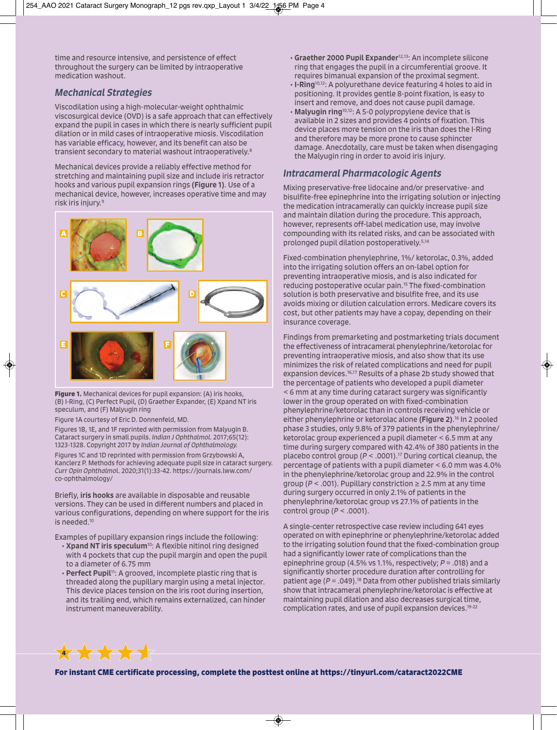time and resource intensive, and persistence of effect throughout the surgery can be limited by intraoperative medication washout.

### Mechanical Strategies

Viscodilation using a high-molecular-weight ophthalmic viscosurgical device (OVD) is a safe approach that can effectively expand the pupil in cases in which there is nearly sufficient pupil dilation or in mild cases of intraoperative miosis. Viscodilation has variable efficacy, however, and its benefit can also be transient secondary to material washout intraoperatively.[8]

Mechanical devices provide a reliably effective method for stretching and maintaining pupil size and include iris retractor hooks and various pupil expansion rings **(Figure 1)**. Use of a mechanical device, however, increases operative time and may risk iris injury.[9]

**Figure 1.** Mechanical devices for pupil expansion: (A) iris hooks, (B) I-Ring, (C) Perfect Pupil, (D) Graether Expander, (E) Xpand NT iris speculum, and (F) Malyugin ring

Figure 1A courtesy of Eric D. Donnenfeld, MD.

Figures 1B, 1E, and 1F reprinted with permission from Malyugin B. Cataract surgery in small pupils. *Indian J Ophthalmol.* 2017;65(12):1323-1328. Copyright 2017 by *Indian Journal of Ophthalmology.*

Figures 1C and 1D reprinted with permission from Grzybowski A, Kanclerz P. Methods for achieving adequate pupil size in cataract surgery. *Curr Opin Ophthalmol.* 2020;31(1):33-42. https://journals.lww.com/co-ophthalmology/

Briefly, **iris hooks** are available in disposable and reusable versions. They can be used in different numbers and placed in various configurations, depending on where support for the iris is needed.[10]

Examples of pupillary expansion rings include the following:

- **Xpand NT iris speculum**[10]: A flexible nitinol ring designed with 4 pockets that cup the pupil margin and open the pupil to a diameter of 6.75 mm
- **Perfect Pupil**[11]: A grooved, incomplete plastic ring that is threaded along the pupillary margin using a metal injector. This device places tension on the iris root during insertion, and its trailing end, which remains externalized, can hinder instrument maneuverability.
- **Graether 2000 Pupil Expander**[12,13]: An incomplete silicone ring that engages the pupil in a circumferential groove. It requires bimanual expansion of the proximal segment.
- **I-Ring**[10,12]: A polyurethane device featuring 4 holes to aid in positioning. It provides gentle 8-point fixation, is easy to insert and remove, and does not cause pupil damage.
- **Malyugin ring**[10,12]: A 5-0 polypropylene device that is available in 2 sizes and provides 4 points of fixation. This device places more tension on the iris than does the I-Ring and therefore may be more prone to cause sphincter damage. Anecdotally, care must be taken when disengaging the Malyugin ring in order to avoid iris injury.

### Intracameral Pharmacologic Agents

Mixing preservative-free lidocaine and/or preservative- and bisulfite-free epinephrine into the irrigating solution or injecting the medication intracamerally can quickly increase pupil size and maintain dilation during the procedure. This approach, however, represents off-label medication use, may involve compounding with its related risks, and can be associated with prolonged pupil dilation postoperatively.[5,14]

Fixed-combination phenylephrine, 1%/ ketorolac, 0.3%, added into the irrigating solution offers an on-label option for preventing intraoperative miosis, and is also indicated for reducing postoperative ocular pain.[15] The fixed-combination solution is both preservative and bisulfite free, and its use avoids mixing or dilution calculation errors. Medicare covers its cost, but other patients may have a copay, depending on their insurance coverage.

Findings from premarketing and postmarketing trials document the effectiveness of intracameral phenylephrine/ketorolac for preventing intraoperative miosis, and also show that its use minimizes the risk of related complications and need for pupil expansion devices.[16,17] Results of a phase 2b study showed that the percentage of patients who developed a pupil diameter < 6 mm at any time during cataract surgery was significantly lower in the group operated on with fixed-combination phenylephrine/ketorolac than in controls receiving vehicle or either phenylephrine or ketorolac alone **(Figure 2)**.[16] In 2 pooled phase 3 studies, only 9.8% of 379 patients in the phenylephrine/ketorolac group experienced a pupil diameter < 6.5 mm at any time during surgery compared with 42.4% of 380 patients in the placebo control group ($P < .0001$).[17] During cortical cleanup, the percentage of patients with a pupil diameter < 6.0 mm was 4.0% in the phenylephrine/ketorolac group and 22.9% in the control group ($P < .001$). Pupillary constriction ≥ 2.5 mm at any time during surgery occurred in only 2.1% of patients in the phenylephrine/ketorolac group vs 27.1% of patients in the control group ($P < .0001$).

A single-center retrospective case review including 641 eyes operated on with epinephrine or phenylephrine/ketorolac added to the irrigating solution found that the fixed-combination group had a significantly lower rate of complications than the epinephrine group (4.5% vs 1.1%, respectively; $P = .018$) and a significantly shorter procedure duration after controlling for patient age ($P = .049$).[18] Data from other published trials similarly show that intracameral phenylephrine/ketorolac is effective at maintaining pupil dilation and also decreases surgical time, complication rates, and use of pupil expansion devices.[19-22]

**For instant CME certificate processing, complete the posttest online at https://tinyurl.com/cataract2022CME**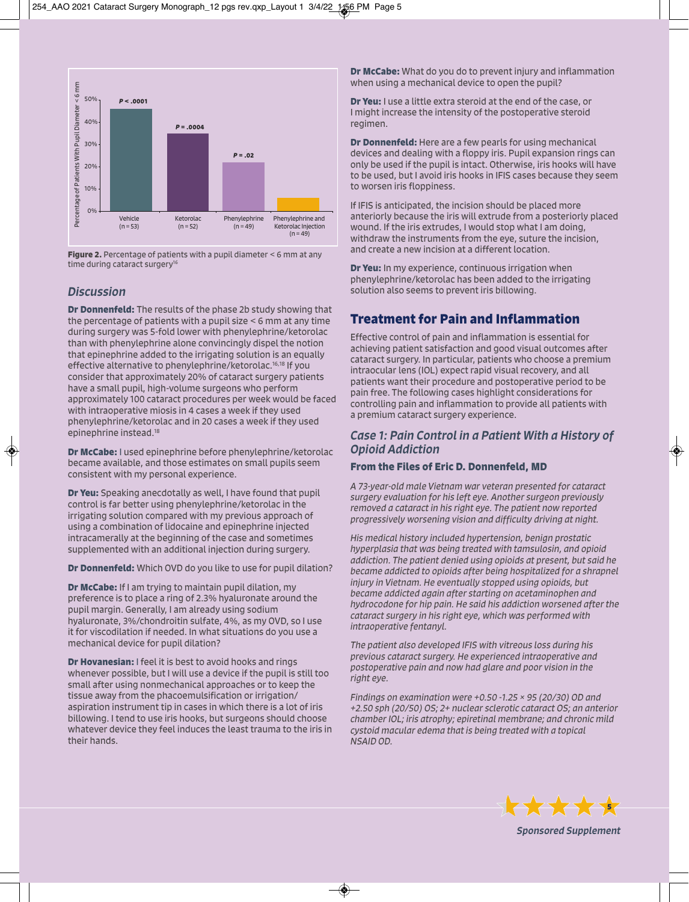Figure 2. Percentage of patients with a pupil diameter < 6 mm at any time during cataract surgery[16]

## Discussion

**Dr Donnenfeld:** The results of the phase 2b study showing that the percentage of patients with a pupil size < 6 mm at any time during surgery was 5-fold lower with phenylephrine/ketorolac than with phenylephrine alone convincingly dispel the notion that epinephrine added to the irrigating solution is an equally effective alternative to phenylephrine/ketorolac.[16,18] If you consider that approximately 20% of cataract surgery patients have a small pupil, high-volume surgeons who perform approximately 100 cataract procedures per week would be faced with intraoperative miosis in 4 cases a week if they used phenylephrine/ketorolac and in 20 cases a week if they used epinephrine instead.[18]

**Dr McCabe:** I used epinephrine before phenylephrine/ketorolac became available, and those estimates on small pupils seem consistent with my personal experience.

**Dr Yeu:** Speaking anecdotally as well, I have found that pupil control is far better using phenylephrine/ketorolac in the irrigating solution compared with my previous approach of using a combination of lidocaine and epinephrine injected intracamerally at the beginning of the case and sometimes supplemented with an additional injection during surgery.

**Dr Donnenfeld:** Which OVD do you like to use for pupil dilation?

**Dr McCabe:** If I am trying to maintain pupil dilation, my preference is to place a ring of 2.3% hyaluronate around the pupil margin. Generally, I am already using sodium hyaluronate, 3%/chondroitin sulfate, 4%, as my OVD, so I use it for viscodilation if needed. In what situations do you use a mechanical device for pupil dilation?

**Dr Hovanesian:** I feel it is best to avoid hooks and rings whenever possible, but I will use a device if the pupil is still too small after using nonmechanical approaches or to keep the tissue away from the phacoemulsification or irrigation/aspiration instrument tip in cases in which there is a lot of iris billowing. I tend to use iris hooks, but surgeons should choose whatever device they feel induces the least trauma to the iris in their hands.

**Dr McCabe:** What do you do to prevent injury and inflammation when using a mechanical device to open the pupil?

**Dr Yeu:** I use a little extra steroid at the end of the case, or I might increase the intensity of the postoperative steroid regimen.

**Dr Donnenfeld:** Here are a few pearls for using mechanical devices and dealing with a floppy iris. Pupil expansion rings can only be used if the pupil is intact. Otherwise, iris hooks will have to be used, but I avoid iris hooks in IFIS cases because they seem to worsen iris floppiness.

If IFIS is anticipated, the incision should be placed more anteriorly because the iris will extrude from a posteriorly placed wound. If the iris extrudes, I would stop what I am doing, withdraw the instruments from the eye, suture the incision, and create a new incision at a different location.

**Dr Yeu:** In my experience, continuous irrigation when phenylephrine/ketorolac has been added to the irrigating solution also seems to prevent iris billowing.

## Treatment for Pain and Inflammation

Effective control of pain and inflammation is essential for achieving patient satisfaction and good visual outcomes after cataract surgery. In particular, patients who choose a premium intraocular lens (IOL) expect rapid visual recovery, and all patients want their procedure and postoperative period to be pain free. The following cases highlight considerations for controlling pain and inflammation to provide all patients with a premium cataract surgery experience.

### *Case 1: Pain Control in a Patient With a History of Opioid Addiction*

#### From the Files of Eric D. Donnenfeld, MD

*A 73-year-old male Vietnam war veteran presented for cataract surgery evaluation for his left eye. Another surgeon previously removed a cataract in his right eye. The patient now reported progressively worsening vision and difficulty driving at night.*

*His medical history included hypertension, benign prostatic hyperplasia that was being treated with tamsulosin, and opioid addiction. The patient denied using opioids at present, but said he became addicted to opioids after being hospitalized for a shrapnel injury in Vietnam. He eventually stopped using opioids, but became addicted again after starting on acetaminophen and hydrocodone for hip pain. He said his addiction worsened after the cataract surgery in his right eye, which was performed with intraoperative fentanyl.*

*The patient also developed IFIS with vitreous loss during his previous cataract surgery. He experienced intraoperative and postoperative pain and now had glare and poor vision in the right eye.*

*Findings on examination were +0.50 -1.25 × 95 (20/30) OD and +2.50 sph (20/50) OS; 2+ nuclear sclerotic cataract OS; an anterior chamber IOL; iris atrophy; epiretinal membrane; and chronic mild cystoid macular edema that is being treated with a topical NSAID OD.*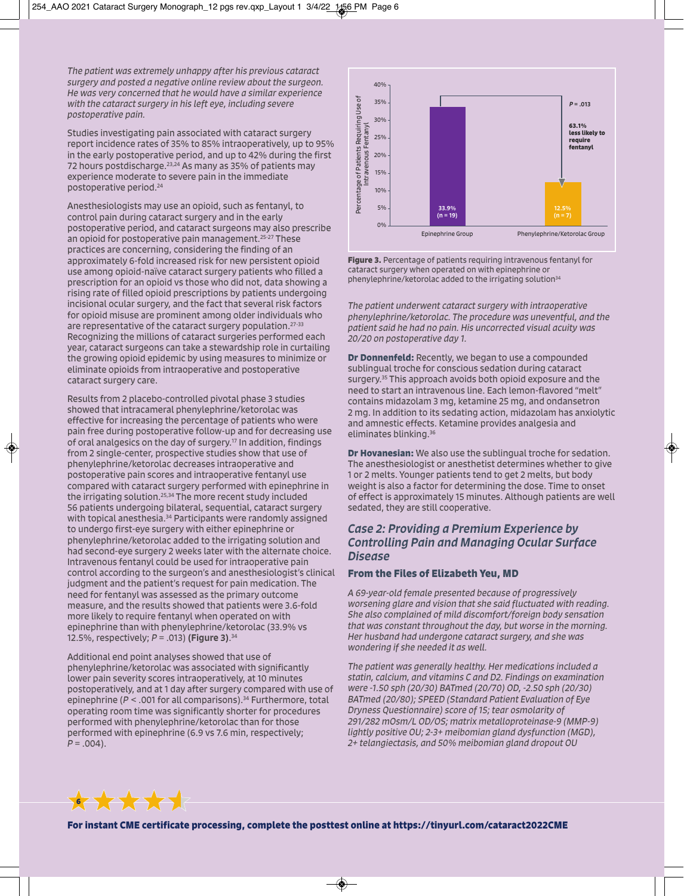*The patient was extremely unhappy after his previous cataract surgery and posted a negative online review about the surgeon. He was very concerned that he would have a similar experience with the cataract surgery in his left eye, including severe postoperative pain.*

Studies investigating pain associated with cataract surgery report incidence rates of 35% to 85% intraoperatively, up to 95% in the early postoperative period, and up to 42% during the first 72 hours postdischarge.[23,24] As many as 35% of patients may experience moderate to severe pain in the immediate postoperative period.[24]

Anesthesiologists may use an opioid, such as fentanyl, to control pain during cataract surgery and in the early postoperative period, and cataract surgeons may also prescribe an opioid for postoperative pain management.[25-27] These practices are concerning, considering the finding of an approximately 6-fold increased risk for new persistent opioid use among opioid-naïve cataract surgery patients who filled a prescription for an opioid vs those who did not, data showing a rising rate of filled opioid prescriptions by patients undergoing incisional ocular surgery, and the fact that several risk factors for opioid misuse are prominent among older individuals who are representative of the cataract surgery population.[27-33] Recognizing the millions of cataract surgeries performed each year, cataract surgeons can take a stewardship role in curtailing the growing opioid epidemic by using measures to minimize or eliminate opioids from intraoperative and postoperative cataract surgery care.

Results from 2 placebo-controlled pivotal phase 3 studies showed that intracameral phenylephrine/ketorolac was effective for increasing the percentage of patients who were pain free during postoperative follow-up and for decreasing use of oral analgesics on the day of surgery.[17] In addition, findings from 2 single-center, prospective studies show that use of phenylephrine/ketorolac decreases intraoperative and postoperative pain scores and intraoperative fentanyl use compared with cataract surgery performed with epinephrine in the irrigating solution.[25,34] The more recent study included 56 patients undergoing bilateral, sequential, cataract surgery with topical anesthesia.[34] Participants were randomly assigned to undergo first-eye surgery with either epinephrine or phenylephrine/ketorolac added to the irrigating solution and had second-eye surgery 2 weeks later with the alternate choice. Intravenous fentanyl could be used for intraoperative pain control according to the surgeon's and anesthesiologist's clinical judgment and the patient's request for pain medication. The need for fentanyl was assessed as the primary outcome measure, and the results showed that patients were 3.6-fold more likely to require fentanyl when operated on with epinephrine than with phenylephrine/ketorolac (33.9% vs 12.5%, respectively; $P = .013$) **(Figure 3)**.[34]

Additional end point analyses showed that use of phenylephrine/ketorolac was associated with significantly lower pain severity scores intraoperatively, at 10 minutes postoperatively, and at 1 day after surgery compared with use of epinephrine ($P < .001$ for all comparisons).[34] Furthermore, total operating room time was significantly shorter for procedures performed with phenylephrine/ketorolac than for those performed with epinephrine (6.9 vs 7.6 min, respectively; $P = .004$).

| Group | Percentage of Patients Requiring Use of Intravenous Fentanyl |
|---|---|
| Epinephrine Group | 33.9% (n = 19) |
| Phenylephrine/Ketorolac Group | 12.5% (n = 7) |

$P = .013$; 63.1% less likely to require fentanyl

**Figure 3.** Percentage of patients requiring intravenous fentanyl for cataract surgery when operated on with epinephrine or phenylephrine/ketorolac added to the irrigating solution[34]

*The patient underwent cataract surgery with intraoperative phenylephrine/ketorolac. The procedure was uneventful, and the patient said he had no pain. His uncorrected visual acuity was 20/20 on postoperative day 1.*

**Dr Donnenfeld:** Recently, we began to use a compounded sublingual troche for conscious sedation during cataract surgery.[35] This approach avoids both opioid exposure and the need to start an intravenous line. Each lemon-flavored "melt" contains midazolam 3 mg, ketamine 25 mg, and ondansetron 2 mg. In addition to its sedating action, midazolam has anxiolytic and amnestic effects. Ketamine provides analgesia and eliminates blinking.[36]

**Dr Hovanesian:** We also use the sublingual troche for sedation. The anesthesiologist or anesthetist determines whether to give 1 or 2 melts. Younger patients tend to get 2 melts, but body weight is also a factor for determining the dose. Time to onset of effect is approximately 15 minutes. Although patients are well sedated, they are still cooperative.

## *Case 2: Providing a Premium Experience by Controlling Pain and Managing Ocular Surface Disease*

### From the Files of Elizabeth Yeu, MD

*A 69-year-old female presented because of progressively worsening glare and vision that she said fluctuated with reading. She also complained of mild discomfort/foreign body sensation that was constant throughout the day, but worse in the morning. Her husband had undergone cataract surgery, and she was wondering if she needed it as well.*

*The patient was generally healthy. Her medications included a statin, calcium, and vitamins C and D2. Findings on examination were -1.50 sph (20/30) BATmed (20/70) OD, -2.50 sph (20/30) BATmed (20/80); SPEED (Standard Patient Evaluation of Eye Dryness Questionnaire) score of 15; tear osmolarity of 291/282 mOsm/L OD/OS; matrix metalloproteinase-9 (MMP-9) lightly positive OU; 2-3+ meibomian gland dysfunction (MGD), 2+ telangiectasis, and 50% meibomian gland dropout OU*

**For instant CME certificate processing, complete the posttest online at https://tinyurl.com/cataract2022CME**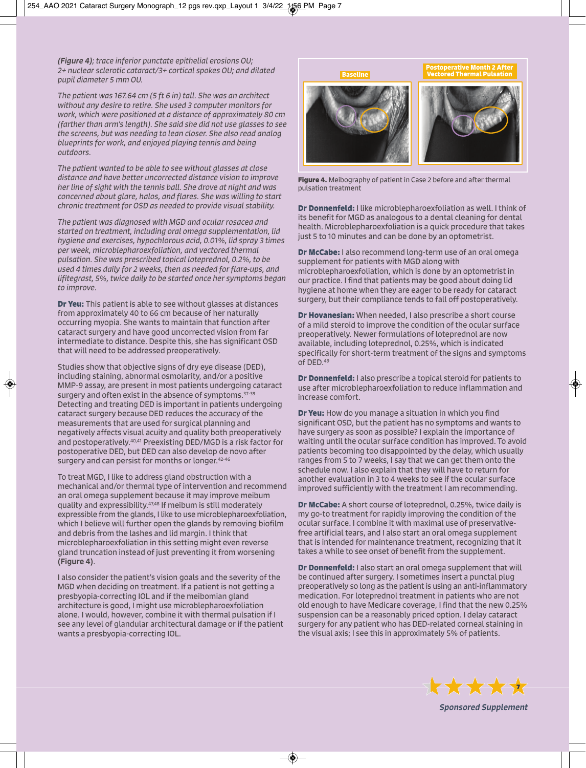*(Figure 4); trace inferior punctate epithelial erosions OU; 2+ nuclear sclerotic cataract/3+ cortical spokes OU; and dilated pupil diameter 5 mm OU.*

*The patient was 167.64 cm (5 ft 6 in) tall. She was an architect without any desire to retire. She used 3 computer monitors for work, which were positioned at a distance of approximately 80 cm (farther than arm's length). She said she did not use glasses to see the screens, but was needing to lean closer. She also read analog blueprints for work, and enjoyed playing tennis and being outdoors.*

*The patient wanted to be able to see without glasses at close distance and have better uncorrected distance vision to improve her line of sight with the tennis ball. She drove at night and was concerned about glare, halos, and flares. She was willing to start chronic treatment for OSD as needed to provide visual stability.*

*The patient was diagnosed with MGD and ocular rosacea and started on treatment, including oral omega supplementation, lid hygiene and exercises, hypochlorous acid, 0.01%, lid spray 3 times per week, microblepharoexfoliation, and vectored thermal pulsation. She was prescribed topical loteprednol, 0.2%, to be used 4 times daily for 2 weeks, then as needed for flare-ups, and lifitegrast, 5%, twice daily to be started once her symptoms began to improve.*

**Dr Yeu:** This patient is able to see without glasses at distances from approximately 40 to 66 cm because of her naturally occurring myopia. She wants to maintain that function after cataract surgery and have good uncorrected vision from far intermediate to distance. Despite this, she has significant OSD that will need to be addressed preoperatively.

Studies show that objective signs of dry eye disease (DED), including staining, abnormal osmolarity, and/or a positive MMP-9 assay, are present in most patients undergoing cataract surgery and often exist in the absence of symptoms.[37-39] Detecting and treating DED is important in patients undergoing cataract surgery because DED reduces the accuracy of the measurements that are used for surgical planning and negatively affects visual acuity and quality both preoperatively and postoperatively.[40,41] Preexisting DED/MGD is a risk factor for postoperative DED, but DED can also develop de novo after surgery and can persist for months or longer.[42-46]

To treat MGD, I like to address gland obstruction with a mechanical and/or thermal type of intervention and recommend an oral omega supplement because it may improve meibum quality and expressibility.[47,48] If meibum is still moderately expressible from the glands, I like to use microblepharoexfoliation, which I believe will further open the glands by removing biofilm and debris from the lashes and lid margin. I think that microblepharoexfoliation in this setting might even reverse gland truncation instead of just preventing it from worsening **(Figure 4)**.

I also consider the patient's vision goals and the severity of the MGD when deciding on treatment. If a patient is not getting a presbyopia-correcting IOL and if the meibomian gland architecture is good, I might use microblepharoexfoliation alone. I would, however, combine it with thermal pulsation if I see any level of glandular architectural damage or if the patient wants a presbyopia-correcting IOL.

Baseline | Postoperative Month 2 After Vectored Thermal Pulsation

**Figure 4.** Meibography of patient in Case 2 before and after thermal pulsation treatment

**Dr Donnenfeld:** I like microblepharoexfoliation as well. I think of its benefit for MGD as analogous to a dental cleaning for dental health. Microblepharoexfoliation is a quick procedure that takes just 5 to 10 minutes and can be done by an optometrist.

**Dr McCabe:** I also recommend long-term use of an oral omega supplement for patients with MGD along with microblepharoexfoliation, which is done by an optometrist in our practice. I find that patients may be good about doing lid hygiene at home when they are eager to be ready for cataract surgery, but their compliance tends to fall off postoperatively.

**Dr Hovanesian:** When needed, I also prescribe a short course of a mild steroid to improve the condition of the ocular surface preoperatively. Newer formulations of loteprednol are now available, including loteprednol, 0.25%, which is indicated specifically for short-term treatment of the signs and symptoms of DED.[49]

**Dr Donnenfeld:** I also prescribe a topical steroid for patients to use after microblepharoexfoliation to reduce inflammation and increase comfort.

**Dr Yeu:** How do you manage a situation in which you find significant OSD, but the patient has no symptoms and wants to have surgery as soon as possible? I explain the importance of waiting until the ocular surface condition has improved. To avoid patients becoming too disappointed by the delay, which usually ranges from 5 to 7 weeks, I say that we can get them onto the schedule now. I also explain that they will have to return for another evaluation in 3 to 4 weeks to see if the ocular surface improved sufficiently with the treatment I am recommending.

**Dr McCabe:** A short course of loteprednol, 0.25%, twice daily is my go-to treatment for rapidly improving the condition of the ocular surface. I combine it with maximal use of preservative-free artificial tears, and I also start an oral omega supplement that is intended for maintenance treatment, recognizing that it takes a while to see onset of benefit from the supplement.

**Dr Donnenfeld:** I also start an oral omega supplement that will be continued after surgery. I sometimes insert a punctal plug preoperatively so long as the patient is using an anti-inflammatory medication. For loteprednol treatment in patients who are not old enough to have Medicare coverage, I find that the new 0.25% suspension can be a reasonably priced option. I delay cataract surgery for any patient who has DED-related corneal staining in the visual axis; I see this in approximately 5% of patients.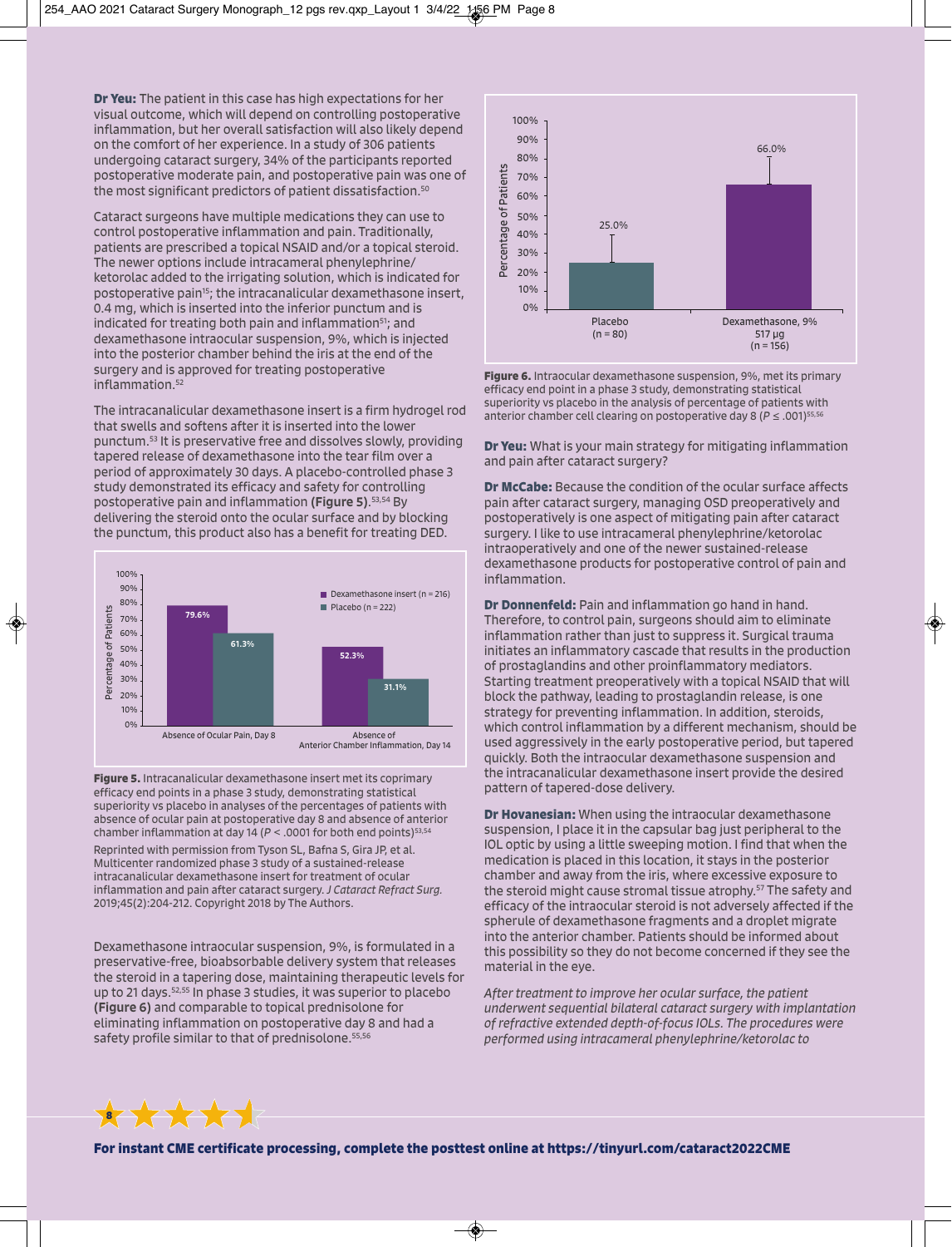**Dr Yeu:** The patient in this case has high expectations for her visual outcome, which will depend on controlling postoperative inflammation, but her overall satisfaction will also likely depend on the comfort of her experience. In a study of 306 patients undergoing cataract surgery, 34% of the participants reported postoperative moderate pain, and postoperative pain was one of the most significant predictors of patient dissatisfaction.[50]

Cataract surgeons have multiple medications they can use to control postoperative inflammation and pain. Traditionally, patients are prescribed a topical NSAID and/or a topical steroid. The newer options include intracameral phenylephrine/ketorolac added to the irrigating solution, which is indicated for postoperative pain[15]; the intracanalicular dexamethasone insert, 0.4 mg, which is inserted into the inferior punctum and is indicated for treating both pain and inflammation[51]; and dexamethasone intraocular suspension, 9%, which is injected into the posterior chamber behind the iris at the end of the surgery and is approved for treating postoperative inflammation.[52]

The intracanalicular dexamethasone insert is a firm hydrogel rod that swells and softens after it is inserted into the lower punctum.[53] It is preservative free and dissolves slowly, providing tapered release of dexamethasone into the tear film over a period of approximately 30 days. A placebo-controlled phase 3 study demonstrated its efficacy and safety for controlling postoperative pain and inflammation **(Figure 5)**.[53,54] By delivering the steroid onto the ocular surface and by blocking the punctum, this product also has a benefit for treating DED.

| | Dexamethasone insert (n = 216) | Placebo (n = 222) |
|---|---|---|
| Absence of Ocular Pain, Day 8 | 79.6% | 61.3% |
| Absence of Anterior Chamber Inflammation, Day 14 | 52.3% | 31.1% |

**Figure 5.** Intracanalicular dexamethasone insert met its coprimary efficacy end points in a phase 3 study, demonstrating statistical superiority vs placebo in analyses of the percentages of patients with absence of ocular pain at postoperative day 8 and absence of anterior chamber inflammation at day 14 ($P < .0001$ for both end points)[53,54]

Reprinted with permission from Tyson SL, Bafna S, Gira JP, et al. Multicenter randomized phase 3 study of a sustained-release intracanalicular dexamethasone insert for treatment of ocular inflammation and pain after cataract surgery. *J Cataract Refract Surg*. 2019;45(2):204-212. Copyright 2018 by The Authors.

Dexamethasone intraocular suspension, 9%, is formulated in a preservative-free, bioabsorbable delivery system that releases the steroid in a tapering dose, maintaining therapeutic levels for up to 21 days.[52,55] In phase 3 studies, it was superior to placebo **(Figure 6)** and comparable to topical prednisolone for eliminating inflammation on postoperative day 8 and had a safety profile similar to that of prednisolone.[55,56]

| | Percentage of Patients |
|---|---|
| Placebo (n = 80) | 25.0% |
| Dexamethasone, 9% 517 µg (n = 156) | 66.0% |

**Figure 6.** Intraocular dexamethasone suspension, 9%, met its primary efficacy end point in a phase 3 study, demonstrating statistical superiority vs placebo in the analysis of percentage of patients with anterior chamber cell clearing on postoperative day 8 ($P \leq .001$)[55,56]

**Dr Yeu:** What is your main strategy for mitigating inflammation and pain after cataract surgery?

**Dr McCabe:** Because the condition of the ocular surface affects pain after cataract surgery, managing OSD preoperatively and postoperatively is one aspect of mitigating pain after cataract surgery. I like to use intracameral phenylephrine/ketorolac intraoperatively and one of the newer sustained-release dexamethasone products for postoperative control of pain and inflammation.

**Dr Donnenfeld:** Pain and inflammation go hand in hand. Therefore, to control pain, surgeons should aim to eliminate inflammation rather than just to suppress it. Surgical trauma initiates an inflammatory cascade that results in the production of prostaglandins and other proinflammatory mediators. Starting treatment preoperatively with a topical NSAID that will block the pathway, leading to prostaglandin release, is one strategy for preventing inflammation. In addition, steroids, which control inflammation by a different mechanism, should be used aggressively in the early postoperative period, but tapered quickly. Both the intraocular dexamethasone suspension and the intracanalicular dexamethasone insert provide the desired pattern of tapered-dose delivery.

**Dr Hovanesian:** When using the intraocular dexamethasone suspension, I place it in the capsular bag just peripheral to the IOL optic by using a little sweeping motion. I find that when the medication is placed in this location, it stays in the posterior chamber and away from the iris, where excessive exposure to the steroid might cause stromal tissue atrophy.[57] The safety and efficacy of the intraocular steroid is not adversely affected if the spherule of dexamethasone fragments and a droplet migrate into the anterior chamber. Patients should be informed about this possibility so they do not become concerned if they see the material in the eye.

*After treatment to improve her ocular surface, the patient underwent sequential bilateral cataract surgery with implantation of refractive extended depth-of-focus IOLs. The procedures were performed using intracameral phenylephrine/ketorolac to*

**For instant CME certificate processing, complete the posttest online at https://tinyurl.com/cataract2022CME**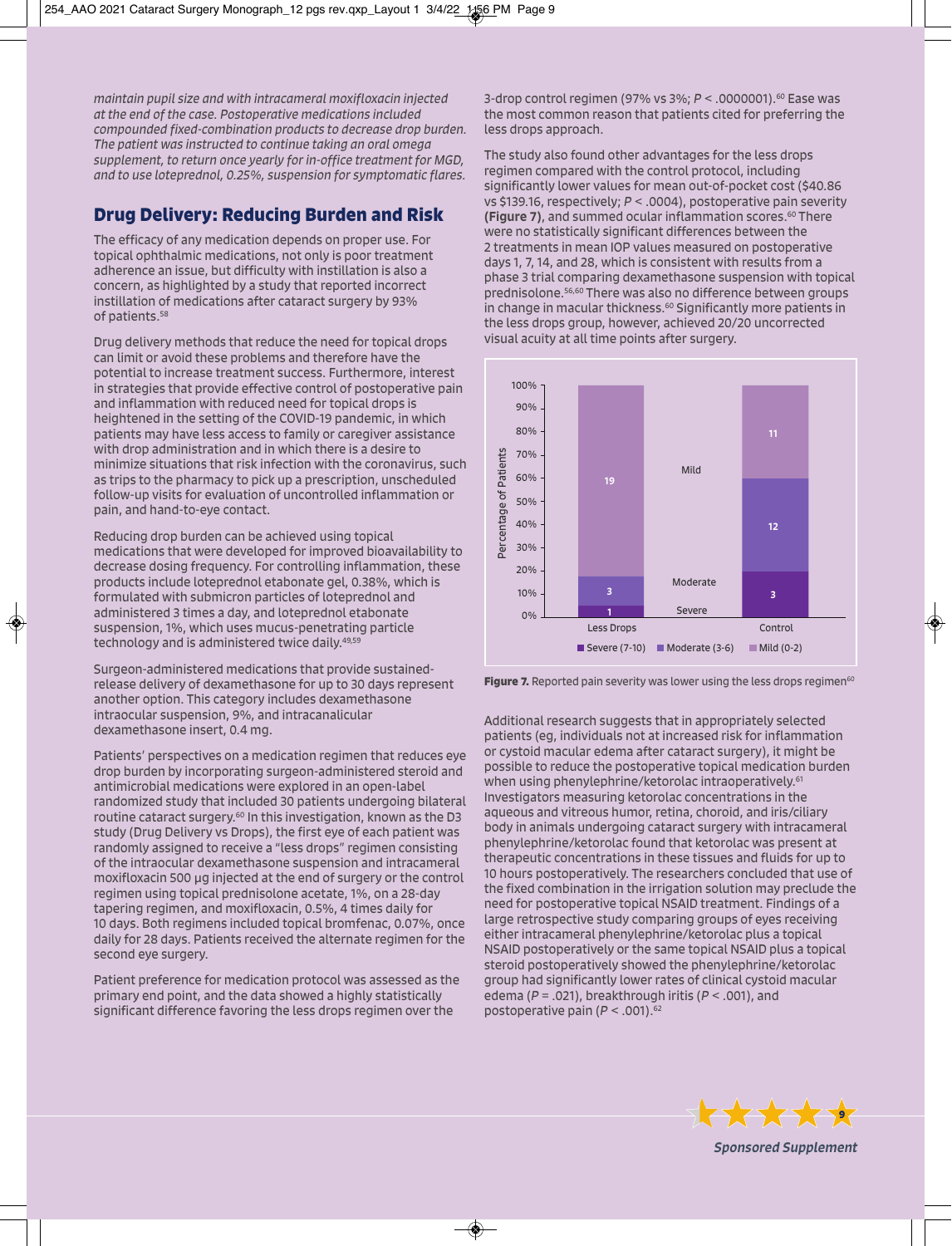*maintain pupil size and with intracameral moxifloxacin injected at the end of the case. Postoperative medications included compounded fixed-combination products to decrease drop burden. The patient was instructed to continue taking an oral omega supplement, to return once yearly for in-office treatment for MGD, and to use loteprednol, 0.25%, suspension for symptomatic flares.*

## Drug Delivery: Reducing Burden and Risk

The efficacy of any medication depends on proper use. For topical ophthalmic medications, not only is poor treatment adherence an issue, but difficulty with instillation is also a concern, as highlighted by a study that reported incorrect instillation of medications after cataract surgery by 93% of patients.[58]

Drug delivery methods that reduce the need for topical drops can limit or avoid these problems and therefore have the potential to increase treatment success. Furthermore, interest in strategies that provide effective control of postoperative pain and inflammation with reduced need for topical drops is heightened in the setting of the COVID-19 pandemic, in which patients may have less access to family or caregiver assistance with drop administration and in which there is a desire to minimize situations that risk infection with the coronavirus, such as trips to the pharmacy to pick up a prescription, unscheduled follow-up visits for evaluation of uncontrolled inflammation or pain, and hand-to-eye contact.

Reducing drop burden can be achieved using topical medications that were developed for improved bioavailability to decrease dosing frequency. For controlling inflammation, these products include loteprednol etabonate gel, 0.38%, which is formulated with submicron particles of loteprednol and administered 3 times a day, and loteprednol etabonate suspension, 1%, which uses mucus-penetrating particle technology and is administered twice daily.[49,59]

Surgeon-administered medications that provide sustained-release delivery of dexamethasone for up to 30 days represent another option. This category includes dexamethasone intraocular suspension, 9%, and intracanalicular dexamethasone insert, 0.4 mg.

Patients' perspectives on a medication regimen that reduces eye drop burden by incorporating surgeon-administered steroid and antimicrobial medications were explored in an open-label randomized study that included 30 patients undergoing bilateral routine cataract surgery.[60] In this investigation, known as the D3 study (Drug Delivery vs Drops), the first eye of each patient was randomly assigned to receive a "less drops" regimen consisting of the intraocular dexamethasone suspension and intracameral moxifloxacin 500 µg injected at the end of surgery or the control regimen using topical prednisolone acetate, 1%, on a 28-day tapering regimen, and moxifloxacin, 0.5%, 4 times daily for 10 days. Both regimens included topical bromfenac, 0.07%, once daily for 28 days. Patients received the alternate regimen for the second eye surgery.

Patient preference for medication protocol was assessed as the primary end point, and the data showed a highly statistically significant difference favoring the less drops regimen over the 3-drop control regimen (97% vs 3%; $P < .0000001$).[60] Ease was the most common reason that patients cited for preferring the less drops approach.

The study also found other advantages for the less drops regimen compared with the control protocol, including significantly lower values for mean out-of-pocket cost ($40.86 vs $139.16, respectively; $P < .0004$), postoperative pain severity **(Figure 7)**, and summed ocular inflammation scores.[60] There were no statistically significant differences between the 2 treatments in mean IOP values measured on postoperative days 1, 7, 14, and 28, which is consistent with results from a phase 3 trial comparing dexamethasone suspension with topical prednisolone.[56,60] There was also no difference between groups in change in macular thickness.[60] Significantly more patients in the less drops group, however, achieved 20/20 uncorrected visual acuity at all time points after surgery.

| Pain severity (number of patients) | Less Drops | Control |
|---|---|---|
| Severe (7-10) | 1 | 3 |
| Moderate (3-6) | 3 | 12 |
| Mild (0-2) | 19 | 11 |

**Figure 7.** Reported pain severity was lower using the less drops regimen[60]

Additional research suggests that in appropriately selected patients (eg, individuals not at increased risk for inflammation or cystoid macular edema after cataract surgery), it might be possible to reduce the postoperative topical medication burden when using phenylephrine/ketorolac intraoperatively.[61] Investigators measuring ketorolac concentrations in the aqueous and vitreous humor, retina, choroid, and iris/ciliary body in animals undergoing cataract surgery with intracameral phenylephrine/ketorolac found that ketorolac was present at therapeutic concentrations in these tissues and fluids for up to 10 hours postoperatively. The researchers concluded that use of the fixed combination in the irrigation solution may preclude the need for postoperative topical NSAID treatment. Findings of a large retrospective study comparing groups of eyes receiving either intracameral phenylephrine/ketorolac plus a topical NSAID postoperatively or the same topical NSAID plus a topical steroid postoperatively showed the phenylephrine/ketorolac group had significantly lower rates of clinical cystoid macular edema ($P = .021$), breakthrough iritis ($P < .001$), and postoperative pain ($P < .001$).[62]

*Sponsored Supplement*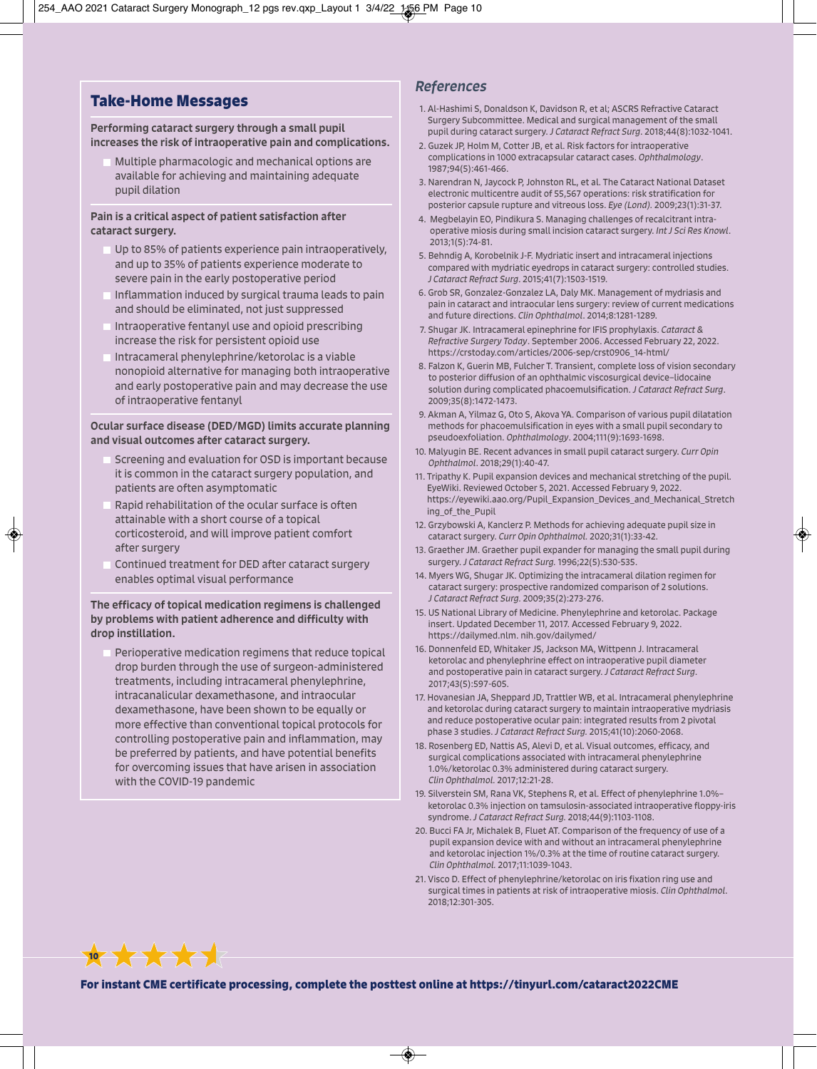## Take-Home Messages

**Performing cataract surgery through a small pupil increases the risk of intraoperative pain and complications.**

- Multiple pharmacologic and mechanical options are available for achieving and maintaining adequate pupil dilation

**Pain is a critical aspect of patient satisfaction after cataract surgery.**

- Up to 85% of patients experience pain intraoperatively, and up to 35% of patients experience moderate to severe pain in the early postoperative period
- Inflammation induced by surgical trauma leads to pain and should be eliminated, not just suppressed
- Intraoperative fentanyl use and opioid prescribing increase the risk for persistent opioid use
- Intracameral phenylephrine/ketorolac is a viable nonopioid alternative for managing both intraoperative and early postoperative pain and may decrease the use of intraoperative fentanyl

**Ocular surface disease (DED/MGD) limits accurate planning and visual outcomes after cataract surgery.**

- Screening and evaluation for OSD is important because it is common in the cataract surgery population, and patients are often asymptomatic
- Rapid rehabilitation of the ocular surface is often attainable with a short course of a topical corticosteroid, and will improve patient comfort after surgery
- Continued treatment for DED after cataract surgery enables optimal visual performance

**The efficacy of topical medication regimens is challenged by problems with patient adherence and difficulty with drop instillation.**

- Perioperative medication regimens that reduce topical drop burden through the use of surgeon-administered treatments, including intracameral phenylephrine, intracanalicular dexamethasone, and intraocular dexamethasone, have been shown to be equally or more effective than conventional topical protocols for controlling postoperative pain and inflammation, may be preferred by patients, and have potential benefits for overcoming issues that have arisen in association with the COVID-19 pandemic

## References

1. Al-Hashimi S, Donaldson K, Davidson R, et al; ASCRS Refractive Cataract Surgery Subcommittee. Medical and surgical management of the small pupil during cataract surgery. *J Cataract Refract Surg*. 2018;44(8):1032-1041.
2. Guzek JP, Holm M, Cotter JB, et al. Risk factors for intraoperative complications in 1000 extracapsular cataract cases. *Ophthalmology*. 1987;94(5):461-466.
3. Narendran N, Jaycock P, Johnston RL, et al. The Cataract National Dataset electronic multicentre audit of 55,567 operations: risk stratification for posterior capsule rupture and vitreous loss. *Eye (Lond)*. 2009;23(1):31-37.
4. Megbelayin EO, Pindikura S. Managing challenges of recalcitrant intra-operative miosis during small incision cataract surgery. *Int J Sci Res Knowl*. 2013;1(5):74-81.
5. Behndig A, Korobelnik J-F. Mydriatic insert and intracameral injections compared with mydriatic eyedrops in cataract surgery: controlled studies. *J Cataract Refract Surg*. 2015;41(7):1503-1519.
6. Grob SR, Gonzalez-Gonzalez LA, Daly MK. Management of mydriasis and pain in cataract and intraocular lens surgery: review of current medications and future directions. *Clin Ophthalmol*. 2014;8:1281-1289.
7. Shugar JK. Intracameral epinephrine for IFIS prophylaxis. *Cataract & Refractive Surgery Today*. September 2006. Accessed February 22, 2022. https://crstoday.com/articles/2006-sep/crst0906_14-html/
8. Falzon K, Guerin MB, Fulcher T. Transient, complete loss of vision secondary to posterior diffusion of an ophthalmic viscosurgical device–lidocaine solution during complicated phacoemulsification. *J Cataract Refract Surg*. 2009;35(8):1472-1473.
9. Akman A, Yilmaz G, Oto S, Akova YA. Comparison of various pupil dilatation methods for phacoemulsification in eyes with a small pupil secondary to pseudoexfoliation. *Ophthalmology*. 2004;111(9):1693-1698.
10. Malyugin BE. Recent advances in small pupil cataract surgery. *Curr Opin Ophthalmol*. 2018;29(1):40-47.
11. Tripathy K. Pupil expansion devices and mechanical stretching of the pupil. EyeWiki. Reviewed October 5, 2021. Accessed February 9, 2022. https://eyewiki.aao.org/Pupil_Expansion_Devices_and_Mechanical_Stretching_of_the_Pupil
12. Grzybowski A, Kanclerz P. Methods for achieving adequate pupil size in cataract surgery. *Curr Opin Ophthalmol*. 2020;31(1):33-42.
13. Graether JM. Graether pupil expander for managing the small pupil during surgery. *J Cataract Refract Surg*. 1996;22(5):530-535.
14. Myers WG, Shugar JK. Optimizing the intracameral dilation regimen for cataract surgery: prospective randomized comparison of 2 solutions. *J Cataract Refract Surg*. 2009;35(2):273-276.
15. US National Library of Medicine. Phenylephrine and ketorolac. Package insert. Updated December 11, 2017. Accessed February 9, 2022. https://dailymed.nlm. nih.gov/dailymed/
16. Donnenfeld ED, Whitaker JS, Jackson MA, Wittpenn J. Intracameral ketorolac and phenylephrine effect on intraoperative pupil diameter and postoperative pain in cataract surgery. *J Cataract Refract Surg*. 2017;43(5):597-605.
17. Hovanesian JA, Sheppard JD, Trattler WB, et al. Intracameral phenylephrine and ketorolac during cataract surgery to maintain intraoperative mydriasis and reduce postoperative ocular pain: integrated results from 2 pivotal phase 3 studies. *J Cataract Refract Surg*. 2015;41(10):2060-2068.
18. Rosenberg ED, Nattis AS, Alevi D, et al. Visual outcomes, efficacy, and surgical complications associated with intracameral phenylephrine 1.0%/ketorolac 0.3% administered during cataract surgery. *Clin Ophthalmol*. 2017;12:21-28.
19. Silverstein SM, Rana VK, Stephens R, et al. Effect of phenylephrine 1.0%–ketorolac 0.3% injection on tamsulosin-associated intraoperative floppy-iris syndrome. *J Cataract Refract Surg*. 2018;44(9):1103-1108.
20. Bucci FA Jr, Michalek B, Fluet AT. Comparison of the frequency of use of a pupil expansion device with and without an intracameral phenylephrine and ketorolac injection 1%/0.3% at the time of routine cataract surgery. *Clin Ophthalmol*. 2017;11:1039-1043.
21. Visco D. Effect of phenylephrine/ketorolac on iris fixation ring use and surgical times in patients at risk of intraoperative miosis. *Clin Ophthalmol*. 2018;12:301-305.

**For instant CME certificate processing, complete the posttest online at https://tinyurl.com/cataract2022CME**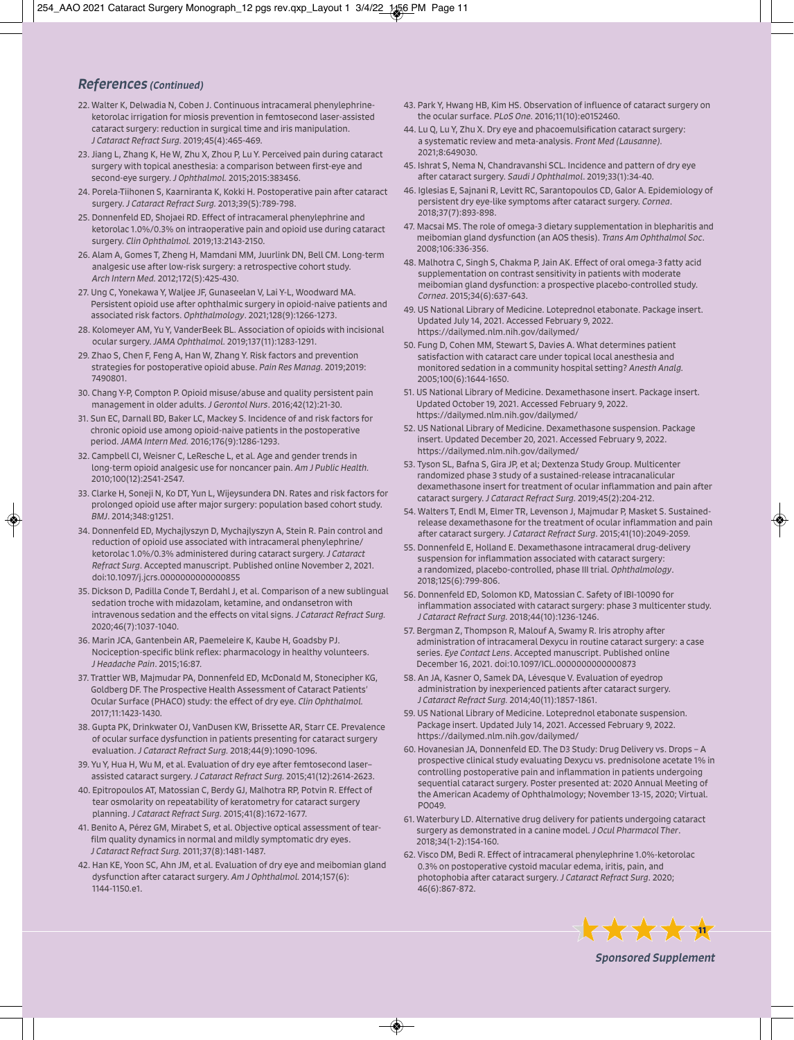## *References (Continued)*

22. Walter K, Delwadia N, Coben J. Continuous intracameral phenylephrine-ketorolac irrigation for miosis prevention in femtosecond laser-assisted cataract surgery: reduction in surgical time and iris manipulation. *J Cataract Refract Surg.* 2019;45(4):465-469.
23. Jiang L, Zhang K, He W, Zhu X, Zhou P, Lu Y. Perceived pain during cataract surgery with topical anesthesia: a comparison between first-eye and second-eye surgery. *J Ophthalmol.* 2015;2015:383456.
24. Porela-Tiihonen S, Kaarniranta K, Kokki H. Postoperative pain after cataract surgery. *J Cataract Refract Surg.* 2013;39(5):789-798.
25. Donnenfeld ED, Shojaei RD. Effect of intracameral phenylephrine and ketorolac 1.0%/0.3% on intraoperative pain and opioid use during cataract surgery. *Clin Ophthalmol.* 2019;13:2143-2150.
26. Alam A, Gomes T, Zheng H, Mamdani MM, Juurlink DN, Bell CM. Long-term analgesic use after low-risk surgery: a retrospective cohort study. *Arch Intern Med.* 2012;172(5):425-430.
27. Ung C, Yonekawa Y, Waljee JF, Gunaseelan V, Lai Y-L, Woodward MA. Persistent opioid use after ophthalmic surgery in opioid-naive patients and associated risk factors. *Ophthalmology*. 2021;128(9):1266-1273.
28. Kolomeyer AM, Yu Y, VanderBeek BL. Association of opioids with incisional ocular surgery. *JAMA Ophthalmol.* 2019;137(11):1283-1291.
29. Zhao S, Chen F, Feng A, Han W, Zhang Y. Risk factors and prevention strategies for postoperative opioid abuse. *Pain Res Manag.* 2019;2019:7490801.
30. Chang Y-P, Compton P. Opioid misuse/abuse and quality persistent pain management in older adults. *J Gerontol Nurs*. 2016;42(12):21-30.
31. Sun EC, Darnall BD, Baker LC, Mackey S. Incidence of and risk factors for chronic opioid use among opioid-naive patients in the postoperative period. *JAMA Intern Med.* 2016;176(9):1286-1293.
32. Campbell CI, Weisner C, LeResche L, et al. Age and gender trends in long-term opioid analgesic use for noncancer pain. *Am J Public Health.* 2010;100(12):2541-2547.
33. Clarke H, Soneji N, Ko DT, Yun L, Wijeysundera DN. Rates and risk factors for prolonged opioid use after major surgery: population based cohort study. *BMJ*. 2014;348:g1251.
34. Donnenfeld ED, Mychajlyszyn D, Mychajlyszyn A, Stein R. Pain control and reduction of opioid use associated with intracameral phenylephrine/ketorolac 1.0%/0.3% administered during cataract surgery. *J Cataract Refract Surg*. Accepted manuscript. Published online November 2, 2021. doi:10.1097/j.jcrs.0000000000000855
35. Dickson D, Padilla Conde T, Berdahl J, et al. Comparison of a new sublingual sedation troche with midazolam, ketamine, and ondansetron with intravenous sedation and the effects on vital signs. *J Cataract Refract Surg.* 2020;46(7):1037-1040.
36. Marin JCA, Gantenbein AR, Paemeleire K, Kaube H, Goadsby PJ. Nociception-specific blink reflex: pharmacology in healthy volunteers. *J Headache Pain*. 2015;16:87.
37. Trattler WB, Majmudar PA, Donnenfeld ED, McDonald M, Stonecipher KG, Goldberg DF. The Prospective Health Assessment of Cataract Patients' Ocular Surface (PHACO) study: the effect of dry eye. *Clin Ophthalmol.* 2017;11:1423-1430.
38. Gupta PK, Drinkwater OJ, VanDusen KW, Brissette AR, Starr CE. Prevalence of ocular surface dysfunction in patients presenting for cataract surgery evaluation. *J Cataract Refract Surg.* 2018;44(9):1090-1096.
39. Yu Y, Hua H, Wu M, et al. Evaluation of dry eye after femtosecond laser–assisted cataract surgery. *J Cataract Refract Surg.* 2015;41(12):2614-2623.
40. Epitropoulos AT, Matossian C, Berdy GJ, Malhotra RP, Potvin R. Effect of tear osmolarity on repeatability of keratometry for cataract surgery planning. *J Cataract Refract Surg.* 2015;41(8):1672-1677.
41. Benito A, Pérez GM, Mirabet S, et al. Objective optical assessment of tear-film quality dynamics in normal and mildly symptomatic dry eyes. *J Cataract Refract Surg.* 2011;37(8):1481-1487.
42. Han KE, Yoon SC, Ahn JM, et al. Evaluation of dry eye and meibomian gland dysfunction after cataract surgery. *Am J Ophthalmol.* 2014;157(6):1144-1150.e1.
43. Park Y, Hwang HB, Kim HS. Observation of influence of cataract surgery on the ocular surface. *PLoS One.* 2016;11(10):e0152460.
44. Lu Q, Lu Y, Zhu X. Dry eye and phacoemulsification cataract surgery: a systematic review and meta-analysis. *Front Med (Lausanne)*. 2021;8:649030.
45. Ishrat S, Nema N, Chandravanshi SCL. Incidence and pattern of dry eye after cataract surgery. *Saudi J Ophthalmol*. 2019;33(1):34-40.
46. Iglesias E, Sajnani R, Levitt RC, Sarantopoulos CD, Galor A. Epidemiology of persistent dry eye-like symptoms after cataract surgery. *Cornea*. 2018;37(7):893-898.
47. Macsai MS. The role of omega-3 dietary supplementation in blepharitis and meibomian gland dysfunction (an AOS thesis). *Trans Am Ophthalmol Soc*. 2008;106:336-356.
48. Malhotra C, Singh S, Chakma P, Jain AK. Effect of oral omega-3 fatty acid supplementation on contrast sensitivity in patients with moderate meibomian gland dysfunction: a prospective placebo-controlled study. *Cornea*. 2015;34(6):637-643.
49. US National Library of Medicine. Loteprednol etabonate. Package insert. Updated July 14, 2021. Accessed February 9, 2022. https://dailymed.nlm.nih.gov/dailymed/
50. Fung D, Cohen MM, Stewart S, Davies A. What determines patient satisfaction with cataract care under topical local anesthesia and monitored sedation in a community hospital setting? *Anesth Analg.* 2005;100(6):1644-1650.
51. US National Library of Medicine. Dexamethasone insert. Package insert. Updated October 19, 2021. Accessed February 9, 2022. https://dailymed.nlm.nih.gov/dailymed/
52. US National Library of Medicine. Dexamethasone suspension. Package insert. Updated December 20, 2021. Accessed February 9, 2022. https://dailymed.nlm.nih.gov/dailymed/
53. Tyson SL, Bafna S, Gira JP, et al; Dextenza Study Group. Multicenter randomized phase 3 study of a sustained-release intracanalicular dexamethasone insert for treatment of ocular inflammation and pain after cataract surgery. *J Cataract Refract Surg*. 2019;45(2):204-212.
54. Walters T, Endl M, Elmer TR, Levenson J, Majmudar P, Masket S. Sustained-release dexamethasone for the treatment of ocular inflammation and pain after cataract surgery. *J Cataract Refract Surg*. 2015;41(10):2049-2059.
55. Donnenfeld E, Holland E. Dexamethasone intracameral drug-delivery suspension for inflammation associated with cataract surgery: a randomized, placebo-controlled, phase III trial. *Ophthalmology*. 2018;125(6):799-806.
56. Donnenfeld ED, Solomon KD, Matossian C. Safety of IBI-10090 for inflammation associated with cataract surgery: phase 3 multicenter study. *J Cataract Refract Surg.* 2018;44(10):1236-1246.
57. Bergman Z, Thompson R, Malouf A, Swamy R. Iris atrophy after administration of intracameral Dexycu in routine cataract surgery: a case series. *Eye Contact Lens*. Accepted manuscript. Published online December 16, 2021. doi:10.1097/ICL.0000000000000873
58. An JA, Kasner O, Samek DA, Lévesque V. Evaluation of eyedrop administration by inexperienced patients after cataract surgery. *J Cataract Refract Surg.* 2014;40(11):1857-1861.
59. US National Library of Medicine. Loteprednol etabonate suspension. Package insert. Updated July 14, 2021. Accessed February 9, 2022. https://dailymed.nlm.nih.gov/dailymed/
60. Hovanesian JA, Donnenfeld ED. The D3 Study: Drug Delivery vs. Drops – A prospective clinical study evaluating Dexycu vs. prednisolone acetate 1% in controlling postoperative pain and inflammation in patients undergoing sequential cataract surgery. Poster presented at: 2020 Annual Meeting of the American Academy of Ophthalmology; November 13-15, 2020; Virtual. PO049.
61. Waterbury LD. Alternative drug delivery for patients undergoing cataract surgery as demonstrated in a canine model. *J Ocul Pharmacol Ther*. 2018;34(1-2):154-160.
62. Visco DM, Bedi R. Effect of intracameral phenylephrine 1.0%-ketorolac 0.3% on postoperative cystoid macular edema, iritis, pain, and photophobia after cataract surgery. *J Cataract Refract Surg*. 2020;46(6):867-872.

*Sponsored Supplement*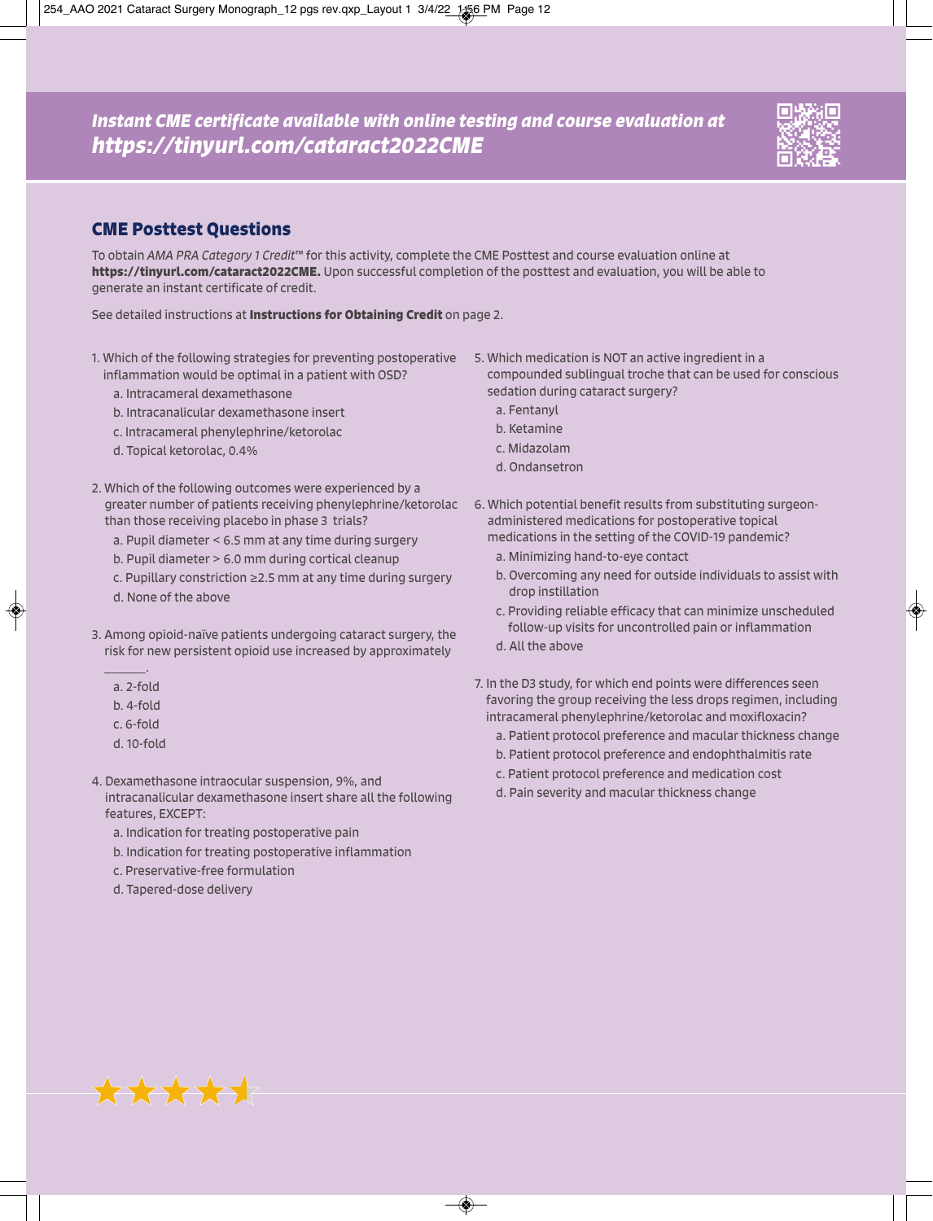*Instant CME certificate available with online testing and course evaluation at https://tinyurl.com/cataract2022CME*

## CME Posttest Questions

To obtain *AMA PRA Category 1 Credit*™ for this activity, complete the CME Posttest and course evaluation online at **https://tinyurl.com/cataract2022CME.** Upon successful completion of the posttest and evaluation, you will be able to generate an instant certificate of credit.

See detailed instructions at **Instructions for Obtaining Credit** on page 2.

1. Which of the following strategies for preventing postoperative inflammation would be optimal in a patient with OSD?
   a. Intracameral dexamethasone
   b. Intracanalicular dexamethasone insert
   c. Intracameral phenylephrine/ketorolac
   d. Topical ketorolac, 0.4%

2. Which of the following outcomes were experienced by a greater number of patients receiving phenylephrine/ketorolac than those receiving placebo in phase 3 trials?
   a. Pupil diameter < 6.5 mm at any time during surgery
   b. Pupil diameter > 6.0 mm during cortical cleanup
   c. Pupillary constriction ≥2.5 mm at any time during surgery
   d. None of the above

3. Among opioid-naïve patients undergoing cataract surgery, the risk for new persistent opioid use increased by approximately ______.
   a. 2-fold
   b. 4-fold
   c. 6-fold
   d. 10-fold

4. Dexamethasone intraocular suspension, 9%, and intracanalicular dexamethasone insert share all the following features, EXCEPT:
   a. Indication for treating postoperative pain
   b. Indication for treating postoperative inflammation
   c. Preservative-free formulation
   d. Tapered-dose delivery

5. Which medication is NOT an active ingredient in a compounded sublingual troche that can be used for conscious sedation during cataract surgery?
   a. Fentanyl
   b. Ketamine
   c. Midazolam
   d. Ondansetron

6. Which potential benefit results from substituting surgeon-administered medications for postoperative topical medications in the setting of the COVID-19 pandemic?
   a. Minimizing hand-to-eye contact
   b. Overcoming any need for outside individuals to assist with drop instillation
   c. Providing reliable efficacy that can minimize unscheduled follow-up visits for uncontrolled pain or inflammation
   d. All the above

7. In the D3 study, for which end points were differences seen favoring the group receiving the less drops regimen, including intracameral phenylephrine/ketorolac and moxifloxacin?
   a. Patient protocol preference and macular thickness change
   b. Patient protocol preference and endophthalmitis rate
   c. Patient protocol preference and medication cost
   d. Pain severity and macular thickness change